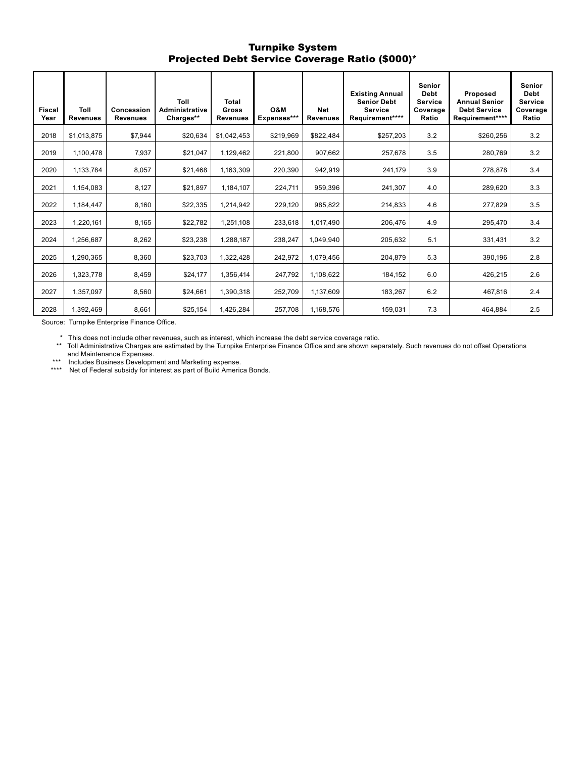# Turnpike System
## Projected Debt Service Coverage Ratio ($000)*

| Fiscal Year | Toll Revenues | Concession Revenues | Toll Administrative Charges** | Total Gross Revenues | O&M Expenses*** | Net Revenues | Existing Annual Senior Debt Service Requirement**** | Senior Debt Service Coverage Ratio | Proposed Annual Senior Debt Service Requirement**** | Senior Debt Service Coverage Ratio |
|---|---|---|---|---|---|---|---|---|---|---|
| 2018 | $1,013,875 | $7,944 | $20,634 | $1,042,453 | $219,969 | $822,484 | $257,203 | 3.2 | $260,256 | 3.2 |
| 2019 | 1,100,478 | 7,937 | $21,047 | 1,129,462 | 221,800 | 907,662 | 257,678 | 3.5 | 280,769 | 3.2 |
| 2020 | 1,133,784 | 8,057 | $21,468 | 1,163,309 | 220,390 | 942,919 | 241,179 | 3.9 | 278,878 | 3.4 |
| 2021 | 1,154,083 | 8,127 | $21,897 | 1,184,107 | 224,711 | 959,396 | 241,307 | 4.0 | 289,620 | 3.3 |
| 2022 | 1,184,447 | 8,160 | $22,335 | 1,214,942 | 229,120 | 985,822 | 214,833 | 4.6 | 277,829 | 3.5 |
| 2023 | 1,220,161 | 8,165 | $22,782 | 1,251,108 | 233,618 | 1,017,490 | 206,476 | 4.9 | 295,470 | 3.4 |
| 2024 | 1,256,687 | 8,262 | $23,238 | 1,288,187 | 238,247 | 1,049,940 | 205,632 | 5.1 | 331,431 | 3.2 |
| 2025 | 1,290,365 | 8,360 | $23,703 | 1,322,428 | 242,972 | 1,079,456 | 204,879 | 5.3 | 390,196 | 2.8 |
| 2026 | 1,323,778 | 8,459 | $24,177 | 1,356,414 | 247,792 | 1,108,622 | 184,152 | 6.0 | 426,215 | 2.6 |
| 2027 | 1,357,097 | 8,560 | $24,661 | 1,390,318 | 252,709 | 1,137,609 | 183,267 | 6.2 | 467,816 | 2.4 |
| 2028 | 1,392,469 | 8,661 | $25,154 | 1,426,284 | 257,708 | 1,168,576 | 159,031 | 7.3 | 464,884 | 2.5 |

Source: Turnpike Enterprise Finance Office.

\* This does not include other revenues, such as interest, which increase the debt service coverage ratio.

\*\* Toll Administrative Charges are estimated by the Turnpike Enterprise Finance Office and are shown separately. Such revenues do not offset Operations and Maintenance Expenses.

\*\*\* Includes Business Development and Marketing expense.

\*\*\*\* Net of Federal subsidy for interest as part of Build America Bonds.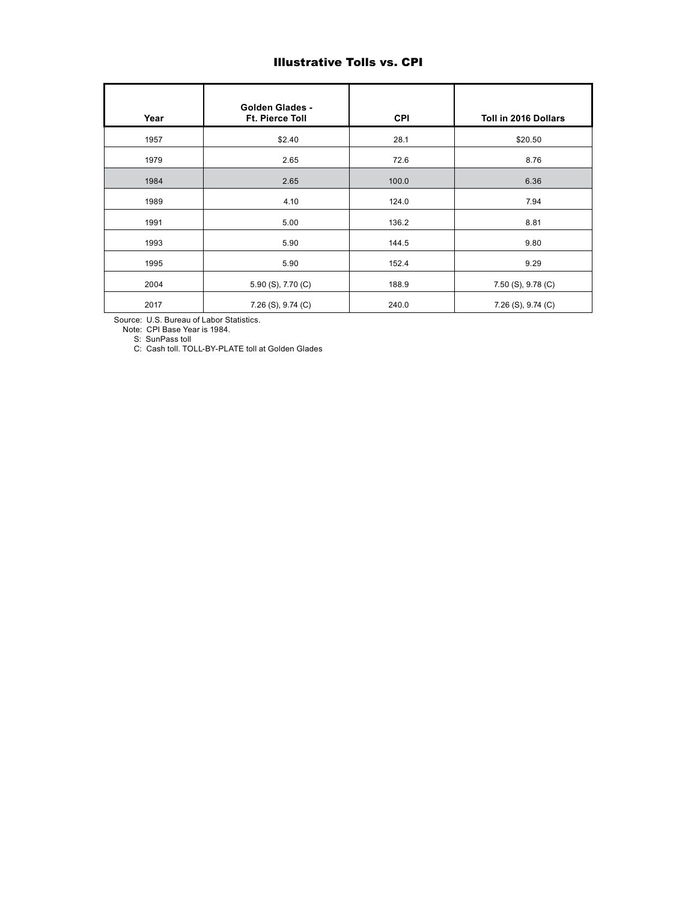## Illustrative Tolls vs. CPI

| Year | Golden Glades - Ft. Pierce Toll | CPI | Toll in 2016 Dollars |
|---|---|---|---|
| 1957 | $2.40 | 28.1 | $20.50 |
| 1979 | 2.65 | 72.6 | 8.76 |
| 1984 | 2.65 | 100.0 | 6.36 |
| 1989 | 4.10 | 124.0 | 7.94 |
| 1991 | 5.00 | 136.2 | 8.81 |
| 1993 | 5.90 | 144.5 | 9.80 |
| 1995 | 5.90 | 152.4 | 9.29 |
| 2004 | 5.90 (S), 7.70 (C) | 188.9 | 7.50 (S), 9.78 (C) |
| 2017 | 7.26 (S), 9.74 (C) | 240.0 | 7.26 (S), 9.74 (C) |

Source: U.S. Bureau of Labor Statistics.
Note: CPI Base Year is 1984.
S: SunPass toll
C: Cash toll. TOLL-BY-PLATE toll at Golden Glades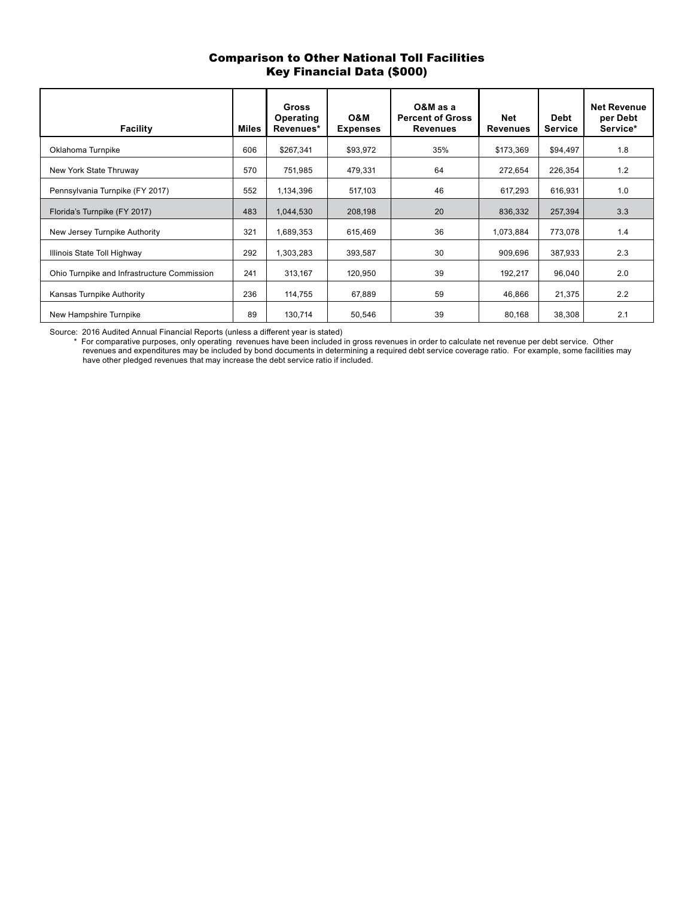## Comparison to Other National Toll Facilities
## Key Financial Data ($000)

| Facility | Miles | Gross Operating Revenues* | O&M Expenses | O&M as a Percent of Gross Revenues | Net Revenues | Debt Service | Net Revenue per Debt Service* |
|---|---|---|---|---|---|---|---|
| Oklahoma Turnpike | 606 | $267,341 | $93,972 | 35% | $173,369 | $94,497 | 1.8 |
| New York State Thruway | 570 | 751,985 | 479,331 | 64 | 272,654 | 226,354 | 1.2 |
| Pennsylvania Turnpike (FY 2017) | 552 | 1,134,396 | 517,103 | 46 | 617,293 | 616,931 | 1.0 |
| Florida's Turnpike (FY 2017) | 483 | 1,044,530 | 208,198 | 20 | 836,332 | 257,394 | 3.3 |
| New Jersey Turnpike Authority | 321 | 1,689,353 | 615,469 | 36 | 1,073,884 | 773,078 | 1.4 |
| Illinois State Toll Highway | 292 | 1,303,283 | 393,587 | 30 | 909,696 | 387,933 | 2.3 |
| Ohio Turnpike and Infrastructure Commission | 241 | 313,167 | 120,950 | 39 | 192,217 | 96,040 | 2.0 |
| Kansas Turnpike Authority | 236 | 114,755 | 67,889 | 59 | 46,866 | 21,375 | 2.2 |
| New Hampshire Turnpike | 89 | 130,714 | 50,546 | 39 | 80,168 | 38,308 | 2.1 |

Source: 2016 Audited Annual Financial Reports (unless a different year is stated)

\* For comparative purposes, only operating revenues have been included in gross revenues in order to calculate net revenue per debt service. Other revenues and expenditures may be included by bond documents in determining a required debt service coverage ratio. For example, some facilities may have other pledged revenues that may increase the debt service ratio if included.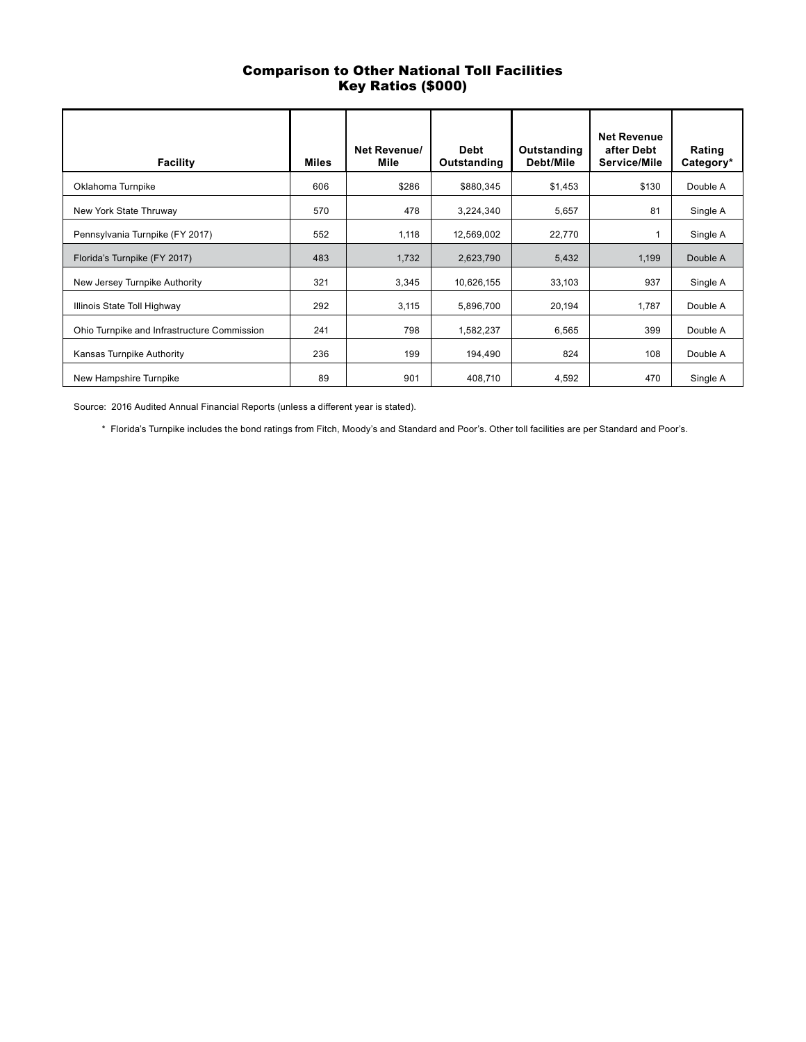## Comparison to Other National Toll Facilities
## Key Ratios ($000)

| Facility | Miles | Net Revenue/ Mile | Debt Outstanding | Outstanding Debt/Mile | Net Revenue after Debt Service/Mile | Rating Category* |
|---|---|---|---|---|---|---|
| Oklahoma Turnpike | 606 | $286 | $880,345 | $1,453 | $130 | Double A |
| New York State Thruway | 570 | 478 | 3,224,340 | 5,657 | 81 | Single A |
| Pennsylvania Turnpike (FY 2017) | 552 | 1,118 | 12,569,002 | 22,770 | 1 | Single A |
| Florida's Turnpike (FY 2017) | 483 | 1,732 | 2,623,790 | 5,432 | 1,199 | Double A |
| New Jersey Turnpike Authority | 321 | 3,345 | 10,626,155 | 33,103 | 937 | Single A |
| Illinois State Toll Highway | 292 | 3,115 | 5,896,700 | 20,194 | 1,787 | Double A |
| Ohio Turnpike and Infrastructure Commission | 241 | 798 | 1,582,237 | 6,565 | 399 | Double A |
| Kansas Turnpike Authority | 236 | 199 | 194,490 | 824 | 108 | Double A |
| New Hampshire Turnpike | 89 | 901 | 408,710 | 4,592 | 470 | Single A |

Source: 2016 Audited Annual Financial Reports (unless a different year is stated).

* Florida's Turnpike includes the bond ratings from Fitch, Moody's and Standard and Poor's. Other toll facilities are per Standard and Poor's.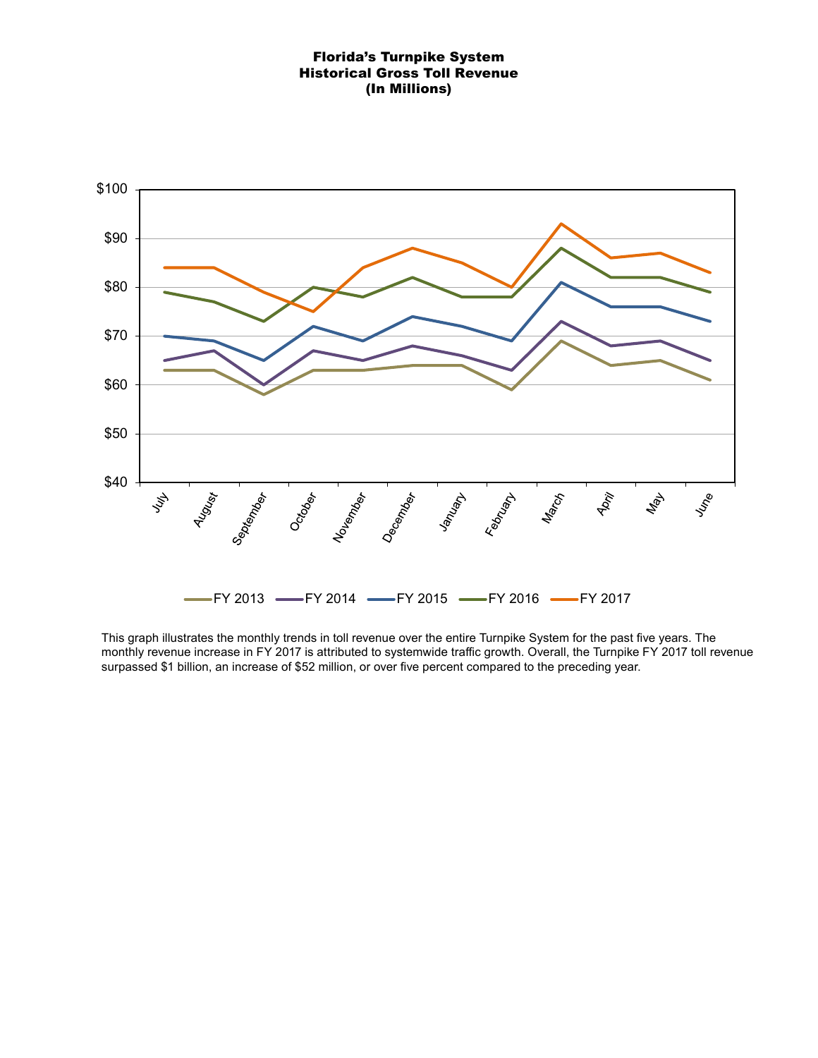**Florida's Turnpike System**
**Historical Gross Toll Revenue**
**(In Millions)**

This graph illustrates the monthly trends in toll revenue over the entire Turnpike System for the past five years. The monthly revenue increase in FY 2017 is attributed to systemwide traffic growth. Overall, the Turnpike FY 2017 toll revenue surpassed $1 billion, an increase of $52 million, or over five percent compared to the preceding year.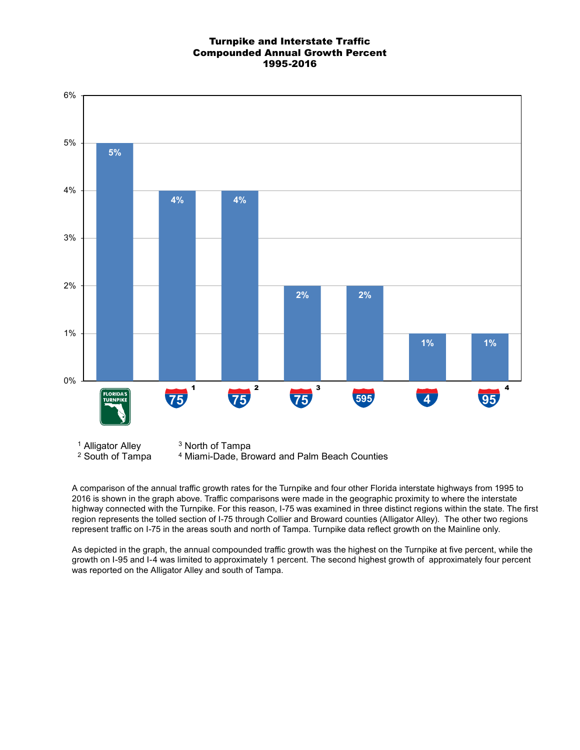# Turnpike and Interstate Traffic Compounded Annual Growth Percent 1995-2016

| Roadway | Compounded Annual Growth |
|---|---|
| Florida's Turnpike | 5% |
| I-75 [1] | 4% |
| I-75 [2] | 4% |
| I-75 [3] | 2% |
| I-595 | 2% |
| I-4 | 1% |
| I-95 [4] | 1% |

[1] Alligator Alley
[2] South of Tampa
[3] North of Tampa
[4] Miami-Dade, Broward and Palm Beach Counties

A comparison of the annual traffic growth rates for the Turnpike and four other Florida interstate highways from 1995 to 2016 is shown in the graph above. Traffic comparisons were made in the geographic proximity to where the interstate highway connected with the Turnpike. For this reason, I-75 was examined in three distinct regions within the state. The first region represents the tolled section of I-75 through Collier and Broward counties (Alligator Alley). The other two regions represent traffic on I-75 in the areas south and north of Tampa. Turnpike data reflect growth on the Mainline only.

As depicted in the graph, the annual compounded traffic growth was the highest on the Turnpike at five percent, while the growth on I-95 and I-4 was limited to approximately 1 percent. The second highest growth of approximately four percent was reported on the Alligator Alley and south of Tampa.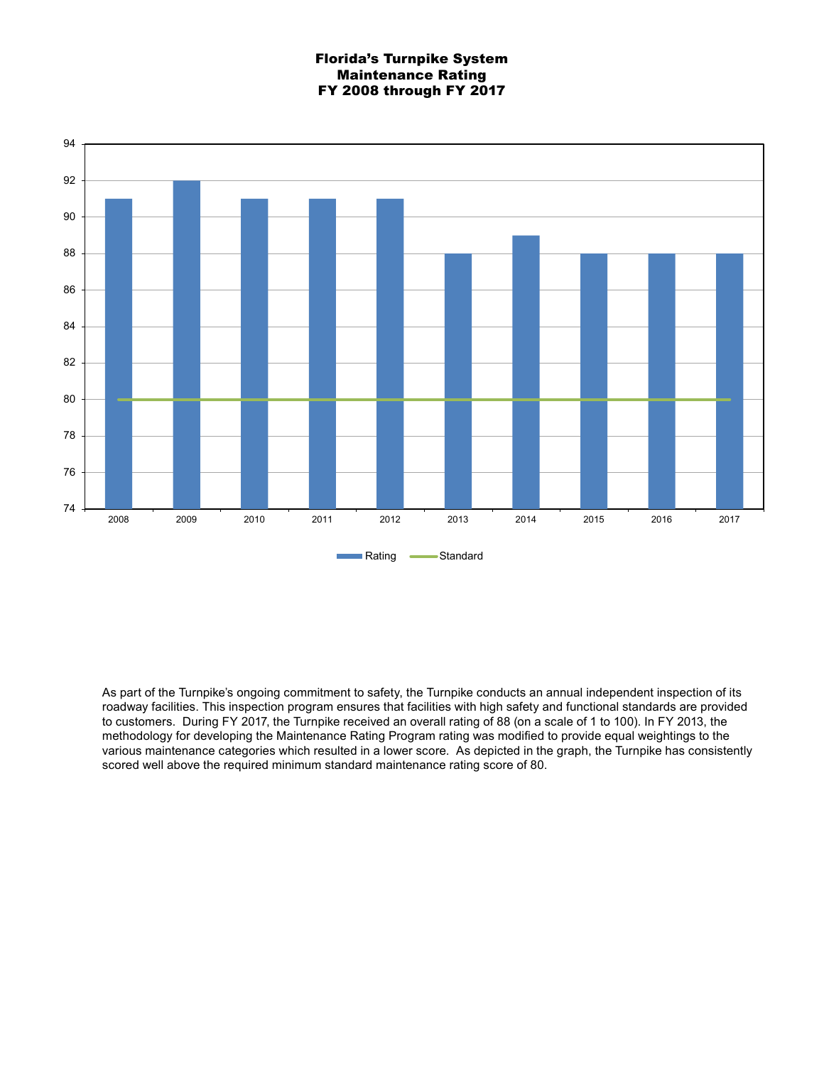# Florida's Turnpike System
## Maintenance Rating
## FY 2008 through FY 2017

| Year | Rating | Standard |
|---|---|---|
| 2008 | 91 | 80 |
| 2009 | 92 | 80 |
| 2010 | 91 | 80 |
| 2011 | 91 | 80 |
| 2012 | 91 | 80 |
| 2013 | 88 | 80 |
| 2014 | 89 | 80 |
| 2015 | 88 | 80 |
| 2016 | 88 | 80 |
| 2017 | 88 | 80 |

As part of the Turnpike's ongoing commitment to safety, the Turnpike conducts an annual independent inspection of its roadway facilities. This inspection program ensures that facilities with high safety and functional standards are provided to customers. During FY 2017, the Turnpike received an overall rating of 88 (on a scale of 1 to 100). In FY 2013, the methodology for developing the Maintenance Rating Program rating was modified to provide equal weightings to the various maintenance categories which resulted in a lower score. As depicted in the graph, the Turnpike has consistently scored well above the required minimum standard maintenance rating score of 80.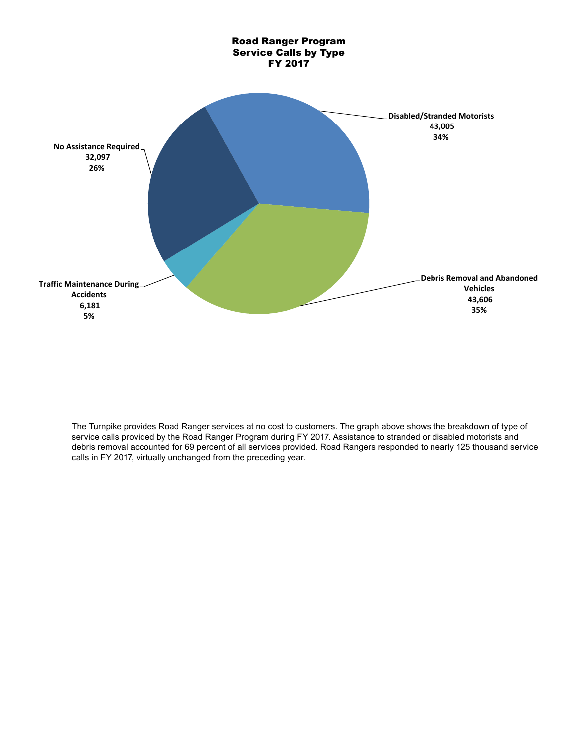## Road Ranger Program
## Service Calls by Type
## FY 2017

Disabled/Stranded Motorists
43,005
34%

No Assistance Required
32,097
26%

Traffic Maintenance During Accidents
6,181
5%

Debris Removal and Abandoned Vehicles
43,606
35%

The Turnpike provides Road Ranger services at no cost to customers. The graph above shows the breakdown of type of service calls provided by the Road Ranger Program during FY 2017. Assistance to stranded or disabled motorists and debris removal accounted for 69 percent of all services provided. Road Rangers responded to nearly 125 thousand service calls in FY 2017, virtually unchanged from the preceding year.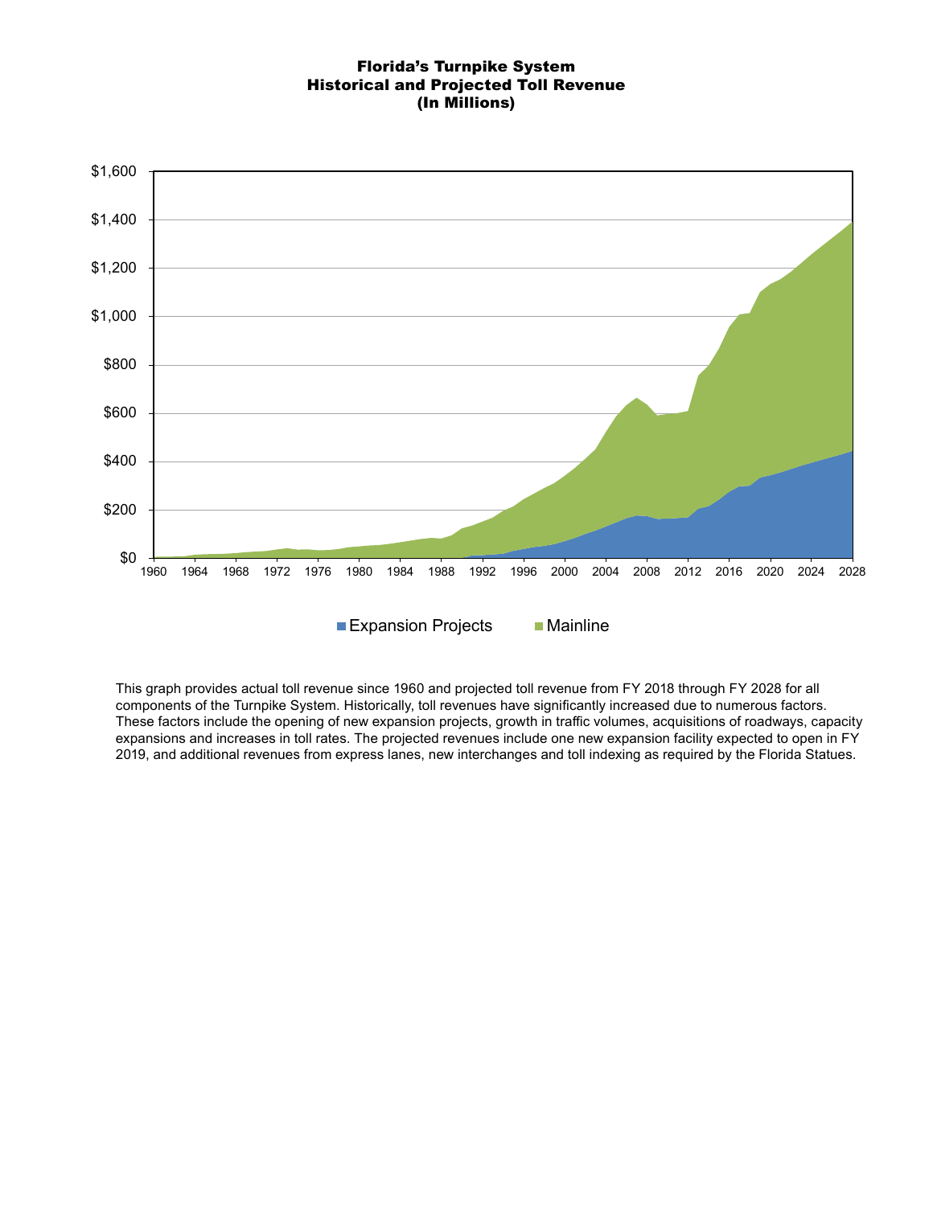**Florida's Turnpike System**
**Historical and Projected Toll Revenue**
**(In Millions)**

This graph provides actual toll revenue since 1960 and projected toll revenue from FY 2018 through FY 2028 for all components of the Turnpike System. Historically, toll revenues have significantly increased due to numerous factors. These factors include the opening of new expansion projects, growth in traffic volumes, acquisitions of roadways, capacity expansions and increases in toll rates. The projected revenues include one new expansion facility expected to open in FY 2019, and additional revenues from express lanes, new interchanges and toll indexing as required by the Florida Statues.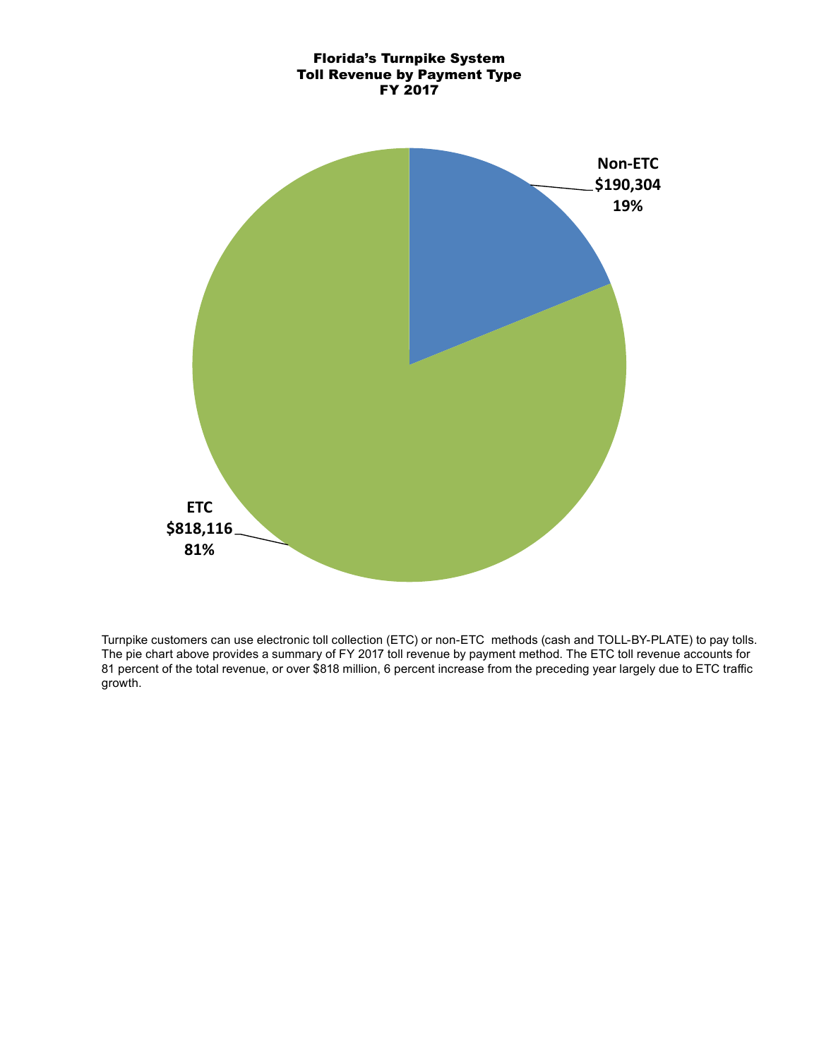**Florida's Turnpike System**
**Toll Revenue by Payment Type**
**FY 2017**

Non-ETC
$190,304
19%

ETC
$818,116
81%

Turnpike customers can use electronic toll collection (ETC) or non-ETC methods (cash and TOLL-BY-PLATE) to pay tolls. The pie chart above provides a summary of FY 2017 toll revenue by payment method. The ETC toll revenue accounts for 81 percent of the total revenue, or over $818 million, 6 percent increase from the preceding year largely due to ETC traffic growth.